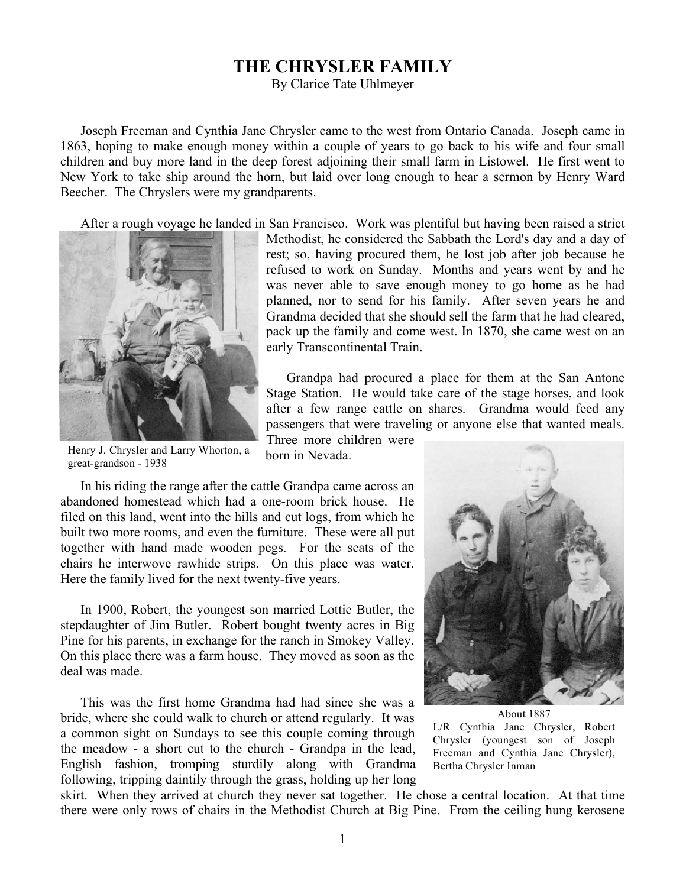# THE CHRYSLER FAMILY

By Clarice Tate Uhlmeyer

Joseph Freeman and Cynthia Jane Chrysler came to the west from Ontario Canada. Joseph came in 1863, hoping to make enough money within a couple of years to go back to his wife and four small children and buy more land in the deep forest adjoining their small farm in Listowel. He first went to New York to take ship around the horn, but laid over long enough to hear a sermon by Henry Ward Beecher. The Chryslers were my grandparents.

After a rough voyage he landed in San Francisco. Work was plentiful but having been raised a strict Methodist, he considered the Sabbath the Lord's day and a day of rest; so, having procured them, he lost job after job because he refused to work on Sunday. Months and years went by and he was never able to save enough money to go home as he had planned, nor to send for his family. After seven years he and Grandma decided that she should sell the farm that he had cleared, pack up the family and come west. In 1870, she came west on an early Transcontinental Train.

Henry J. Chrysler and Larry Whorton, a great-grandson - 1938

Grandpa had procured a place for them at the San Antone Stage Station. He would take care of the stage horses, and look after a few range cattle on shares. Grandma would feed any passengers that were traveling or anyone else that wanted meals. Three more children were born in Nevada.

In his riding the range after the cattle Grandpa came across an abandoned homestead which had a one-room brick house. He filed on this land, went into the hills and cut logs, from which he built two more rooms, and even the furniture. These were all put together with hand made wooden pegs. For the seats of the chairs he interwove rawhide strips. On this place was water. Here the family lived for the next twenty-five years.

In 1900, Robert, the youngest son married Lottie Butler, the stepdaughter of Jim Butler. Robert bought twenty acres in Big Pine for his parents, in exchange for the ranch in Smokey Valley. On this place there was a farm house. They moved as soon as the deal was made.

About 1887
L/R Cynthia Jane Chrysler, Robert Chrysler (youngest son of Joseph Freeman and Cynthia Jane Chrysler), Bertha Chrysler Inman

This was the first home Grandma had had since she was a bride, where she could walk to church or attend regularly. It was a common sight on Sundays to see this couple coming through the meadow - a short cut to the church - Grandpa in the lead, English fashion, tromping sturdily along with Grandma following, tripping daintily through the grass, holding up her long skirt. When they arrived at church they never sat together. He chose a central location. At that time there were only rows of chairs in the Methodist Church at Big Pine. From the ceiling hung kerosene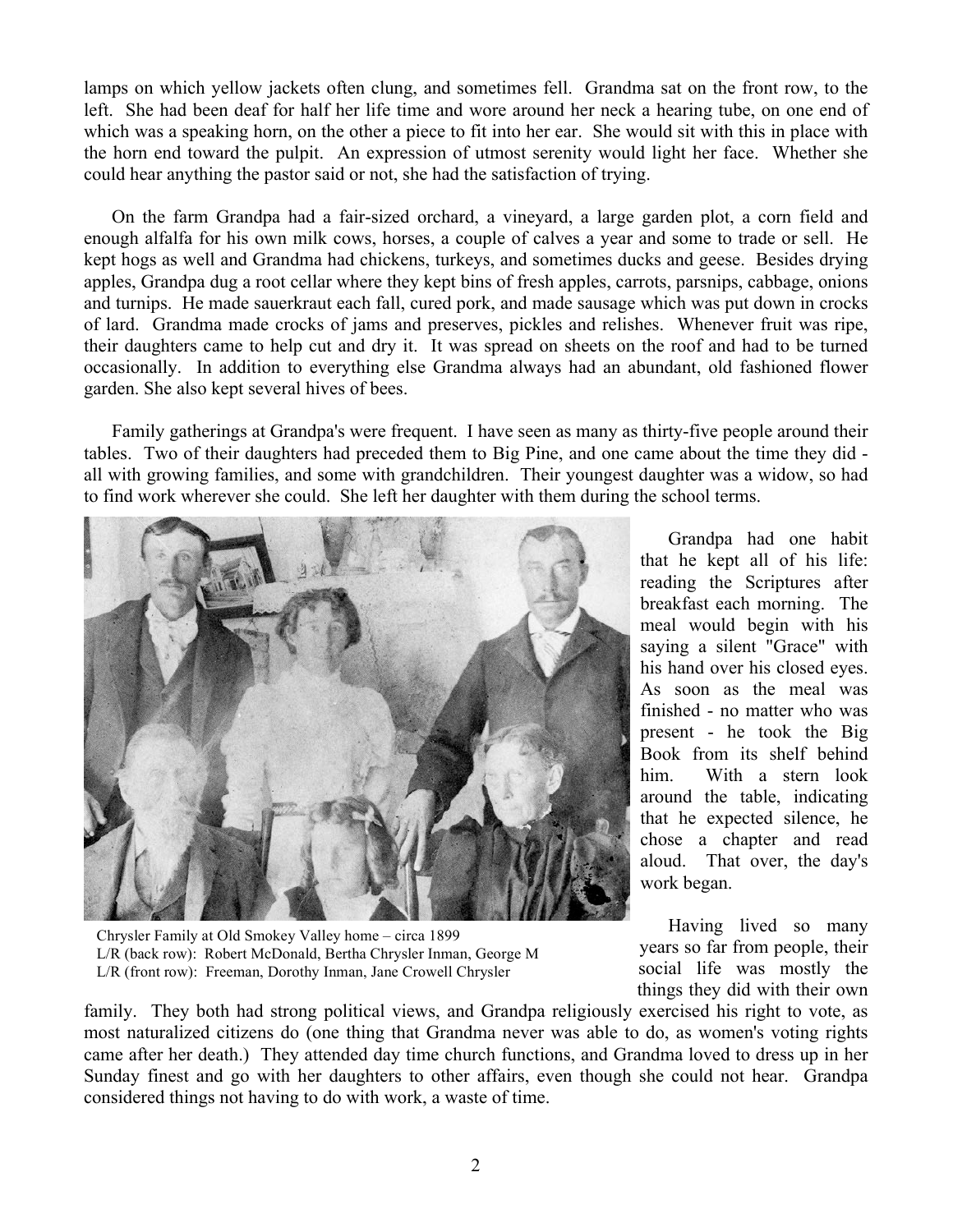lamps on which yellow jackets often clung, and sometimes fell. Grandma sat on the front row, to the left. She had been deaf for half her life time and wore around her neck a hearing tube, on one end of which was a speaking horn, on the other a piece to fit into her ear. She would sit with this in place with the horn end toward the pulpit. An expression of utmost serenity would light her face. Whether she could hear anything the pastor said or not, she had the satisfaction of trying.

On the farm Grandpa had a fair-sized orchard, a vineyard, a large garden plot, a corn field and enough alfalfa for his own milk cows, horses, a couple of calves a year and some to trade or sell. He kept hogs as well and Grandma had chickens, turkeys, and sometimes ducks and geese. Besides drying apples, Grandpa dug a root cellar where they kept bins of fresh apples, carrots, parsnips, cabbage, onions and turnips. He made sauerkraut each fall, cured pork, and made sausage which was put down in crocks of lard. Grandma made crocks of jams and preserves, pickles and relishes. Whenever fruit was ripe, their daughters came to help cut and dry it. It was spread on sheets on the roof and had to be turned occasionally. In addition to everything else Grandma always had an abundant, old fashioned flower garden. She also kept several hives of bees.

Family gatherings at Grandpa's were frequent. I have seen as many as thirty-five people around their tables. Two of their daughters had preceded them to Big Pine, and one came about the time they did - all with growing families, and some with grandchildren. Their youngest daughter was a widow, so had to find work wherever she could. She left her daughter with them during the school terms.

Chrysler Family at Old Smokey Valley home – circa 1899
L/R (back row): Robert McDonald, Bertha Chrysler Inman, George M
L/R (front row): Freeman, Dorothy Inman, Jane Crowell Chrysler

Grandpa had one habit that he kept all of his life: reading the Scriptures after breakfast each morning. The meal would begin with his saying a silent "Grace" with his hand over his closed eyes. As soon as the meal was finished - no matter who was present - he took the Big Book from its shelf behind him. With a stern look around the table, indicating that he expected silence, he chose a chapter and read aloud. That over, the day's work began.

Having lived so many years so far from people, their social life was mostly the things they did with their own family. They both had strong political views, and Grandpa religiously exercised his right to vote, as most naturalized citizens do (one thing that Grandma never was able to do, as women's voting rights came after her death.) They attended day time church functions, and Grandma loved to dress up in her Sunday finest and go with her daughters to other affairs, even though she could not hear. Grandpa considered things not having to do with work, a waste of time.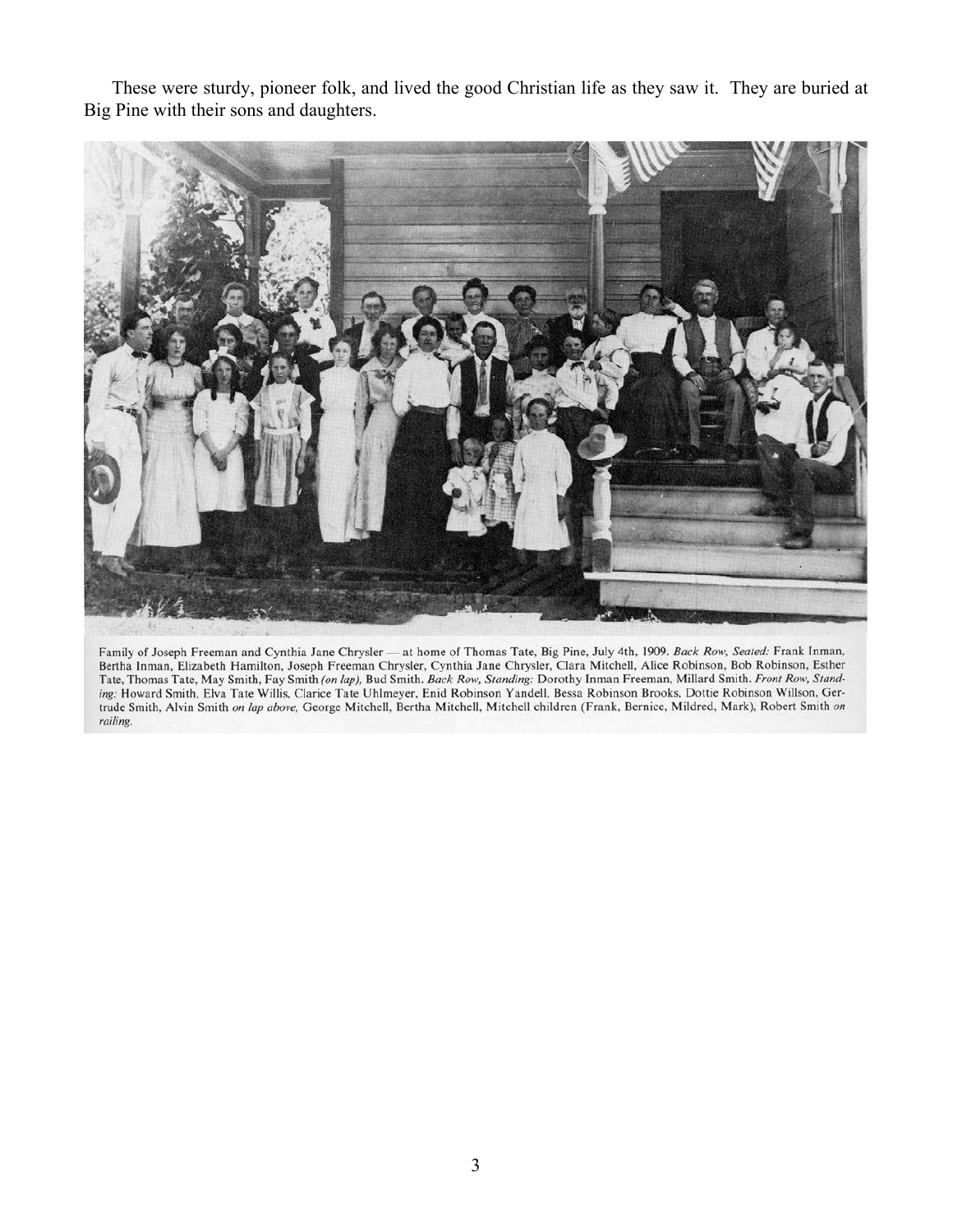These were sturdy, pioneer folk, and lived the good Christian life as they saw it. They are buried at Big Pine with their sons and daughters.

Family of Joseph Freeman and Cynthia Jane Chrysler — at home of Thomas Tate, Big Pine, July 4th, 1909. *Back Row, Seated:* Frank Inman, Bertha Inman, Elizabeth Hamilton, Joseph Freeman Chrysler, Cynthia Jane Chrysler, Clara Mitchell, Alice Robinson, Bob Robinson, Esther Tate, Thomas Tate, May Smith, Fay Smith *(on lap),* Bud Smith. *Back Row, Standing:* Dorothy Inman Freeman, Millard Smith. *Front Row, Standing:* Howard Smith, Elva Tate Willis, Clarice Tate Uhlmeyer, Enid Robinson Yandell, Bessa Robinson Brooks, Dottie Robinson Willson, Gertrude Smith, Alvin Smith *on lap above,* George Mitchell, Bertha Mitchell, Mitchell children (Frank, Bernice, Mildred, Mark), Robert Smith *on railing.*